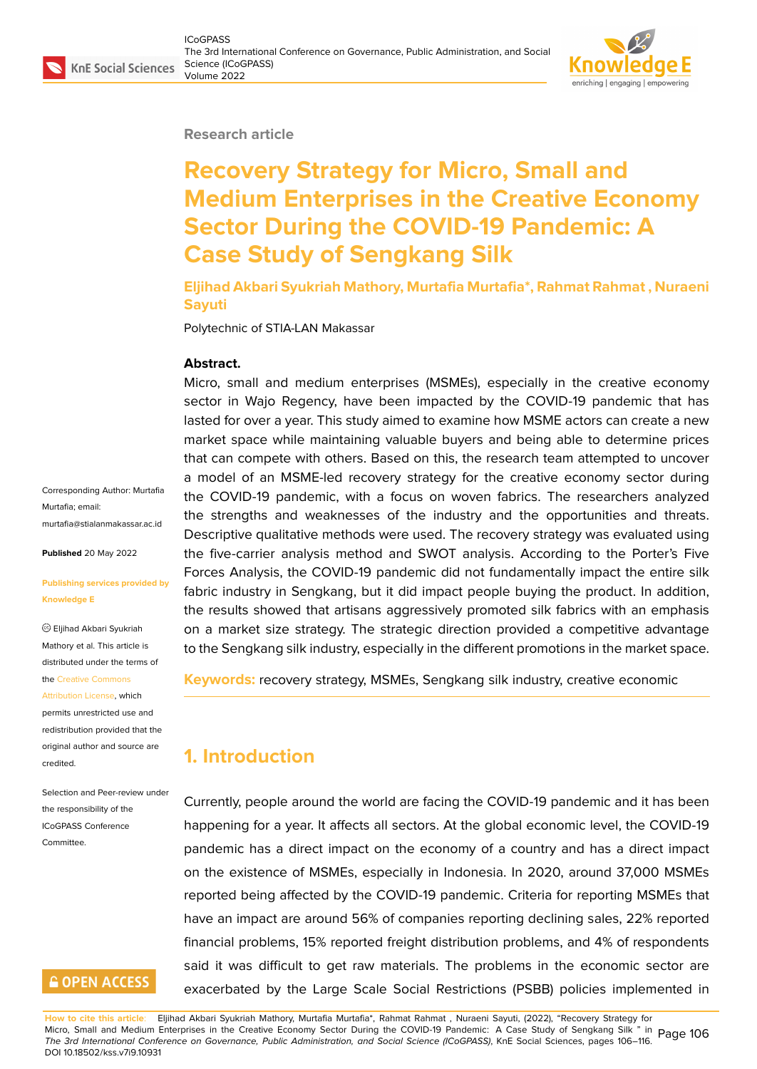Research article

# Recovery Strategy for Micro, Small and Medium Enterprises in the Creative Economy Sector During the COVID-19 Pandemic: A Case Study of Sengkang Silk

**Eljihad Akbari Syukriah Mathory, Murtafia Murtafia*, Rahmat Rahmat , Nuraeni Sayuti**

Polytechnic of STIA-LAN Makassar

Corresponding Author: Murtafia Murtafia; email: murtafia@stialanmakassar.ac.id

**Published** 20 May 2022

**Publishing services provided by Knowledge E**

© Eljihad Akbari Syukriah Mathory et al. This article is distributed under the terms of the Creative Commons Attribution License, which permits unrestricted use and redistribution provided that the original author and source are credited.

Selection and Peer-review under the responsibility of the ICoGPASS Conference Committee.

**Abstract.**

Micro, small and medium enterprises (MSMEs), especially in the creative economy sector in Wajo Regency, have been impacted by the COVID-19 pandemic that has lasted for over a year. This study aimed to examine how MSME actors can create a new market space while maintaining valuable buyers and being able to determine prices that can compete with others. Based on this, the research team attempted to uncover a model of an MSME-led recovery strategy for the creative economy sector during the COVID-19 pandemic, with a focus on woven fabrics. The researchers analyzed the strengths and weaknesses of the industry and the opportunities and threats. Descriptive qualitative methods were used. The recovery strategy was evaluated using the five-carrier analysis method and SWOT analysis. According to the Porter's Five Forces Analysis, the COVID-19 pandemic did not fundamentally impact the entire silk fabric industry in Sengkang, but it did impact people buying the product. In addition, the results showed that artisans aggressively promoted silk fabrics with an emphasis on a market size strategy. The strategic direction provided a competitive advantage to the Sengkang silk industry, especially in the different promotions in the market space.

**Keywords:** recovery strategy, MSMEs, Sengkang silk industry, creative economic

## 1. Introduction

Currently, people around the world are facing the COVID-19 pandemic and it has been happening for a year. It affects all sectors. At the global economic level, the COVID-19 pandemic has a direct impact on the economy of a country and has a direct impact on the existence of MSMEs, especially in Indonesia. In 2020, around 37,000 MSMEs reported being affected by the COVID-19 pandemic. Criteria for reporting MSMEs that have an impact are around 56% of companies reporting declining sales, 22% reported financial problems, 15% reported freight distribution problems, and 4% of respondents said it was difficult to get raw materials. The problems in the economic sector are exacerbated by the Large Scale Social Restrictions (PSBB) policies implemented in

**How to cite this article**: Eljihad Akbari Syukriah Mathory, Murtafia Murtafia*, Rahmat Rahmat , Nuraeni Sayuti, (2022), "Recovery Strategy for Micro, Small and Medium Enterprises in the Creative Economy Sector During the COVID-19 Pandemic: A Case Study of Sengkang Silk " in *The 3rd International Conference on Governance, Public Administration, and Social Science (ICoGPASS)*, KnE Social Sciences, pages 106–116. DOI 10.18502/kss.v7i9.10931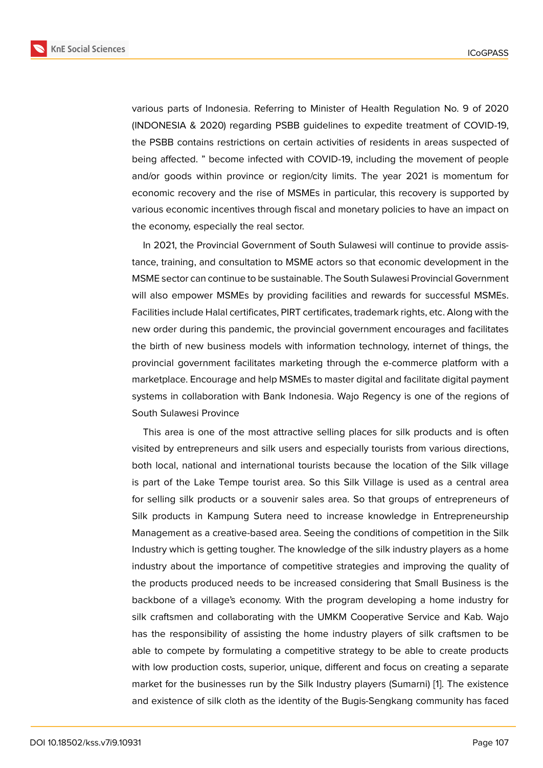various parts of Indonesia. Referring to Minister of Health Regulation No. 9 of 2020 (INDONESIA & 2020) regarding PSBB guidelines to expedite treatment of COVID-19, the PSBB contains restrictions on certain activities of residents in areas suspected of being affected. " become infected with COVID-19, including the movement of people and/or goods within province or region/city limits. The year 2021 is momentum for economic recovery and the rise of MSMEs in particular, this recovery is supported by various economic incentives through fiscal and monetary policies to have an impact on the economy, especially the real sector.

In 2021, the Provincial Government of South Sulawesi will continue to provide assistance, training, and consultation to MSME actors so that economic development in the MSME sector can continue to be sustainable. The South Sulawesi Provincial Government will also empower MSMEs by providing facilities and rewards for successful MSMEs. Facilities include Halal certificates, PIRT certificates, trademark rights, etc. Along with the new order during this pandemic, the provincial government encourages and facilitates the birth of new business models with information technology, internet of things, the provincial government facilitates marketing through the e-commerce platform with a marketplace. Encourage and help MSMEs to master digital and facilitate digital payment systems in collaboration with Bank Indonesia. Wajo Regency is one of the regions of South Sulawesi Province

This area is one of the most attractive selling places for silk products and is often visited by entrepreneurs and silk users and especially tourists from various directions, both local, national and international tourists because the location of the Silk village is part of the Lake Tempe tourist area. So this Silk Village is used as a central area for selling silk products or a souvenir sales area. So that groups of entrepreneurs of Silk products in Kampung Sutera need to increase knowledge in Entrepreneurship Management as a creative-based area. Seeing the conditions of competition in the Silk Industry which is getting tougher. The knowledge of the silk industry players as a home industry about the importance of competitive strategies and improving the quality of the products produced needs to be increased considering that Small Business is the backbone of a village's economy. With the program developing a home industry for silk craftsmen and collaborating with the UMKM Cooperative Service and Kab. Wajo has the responsibility of assisting the home industry players of silk craftsmen to be able to compete by formulating a competitive strategy to be able to create products with low production costs, superior, unique, different and focus on creating a separate market for the businesses run by the Silk Industry players (Sumarni) [1]. The existence and existence of silk cloth as the identity of the Bugis-Sengkang community has faced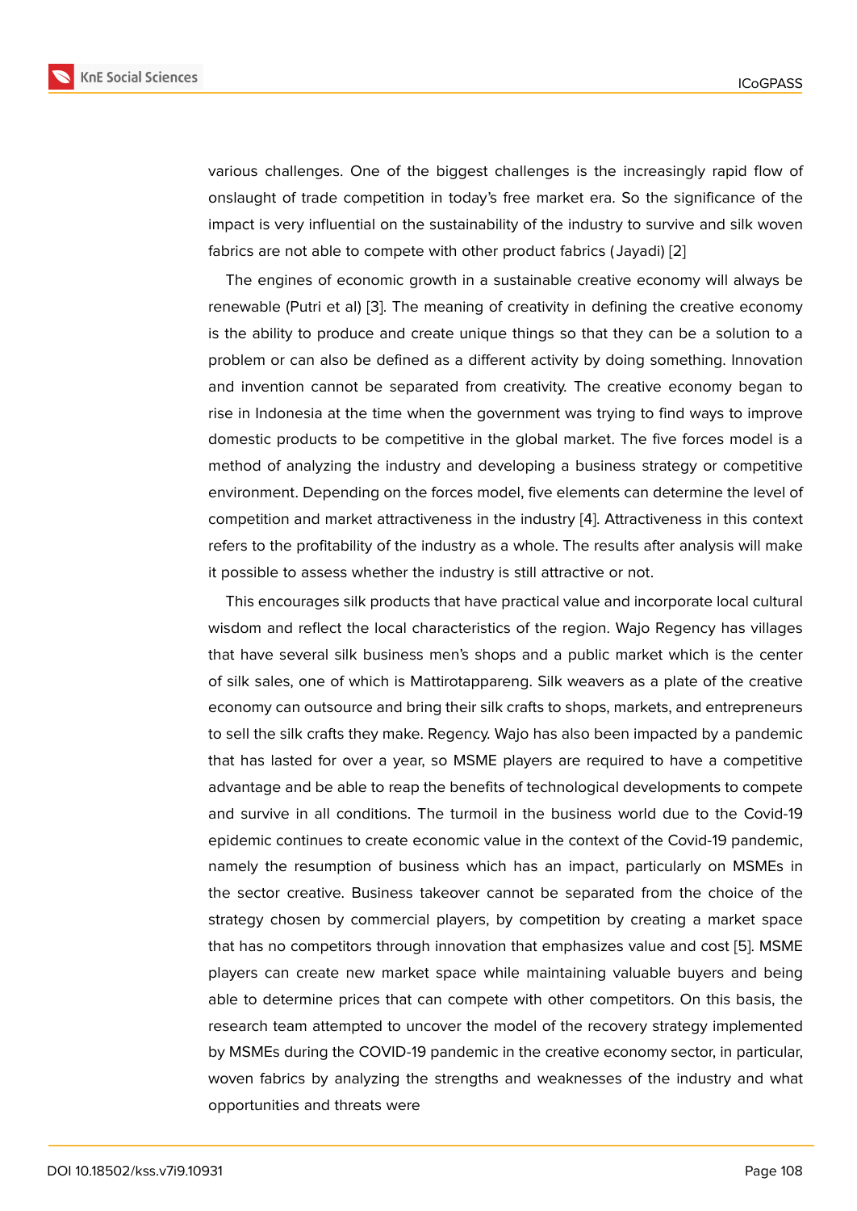various challenges. One of the biggest challenges is the increasingly rapid flow of onslaught of trade competition in today's free market era. So the significance of the impact is very influential on the sustainability of the industry to survive and silk woven fabrics are not able to compete with other product fabrics (Jayadi) [2]

The engines of economic growth in a sustainable creative economy will always be renewable (Putri et al) [3]. The meaning of creativity in defining the creative economy is the ability to produce and create unique things so that they can be a solution to a problem or can also be defined as a different activity by doing something. Innovation and invention cannot be separated from creativity. The creative economy began to rise in Indonesia at the time when the government was trying to find ways to improve domestic products to be competitive in the global market. The five forces model is a method of analyzing the industry and developing a business strategy or competitive environment. Depending on the forces model, five elements can determine the level of competition and market attractiveness in the industry [4]. Attractiveness in this context refers to the profitability of the industry as a whole. The results after analysis will make it possible to assess whether the industry is still attractive or not.

This encourages silk products that have practical value and incorporate local cultural wisdom and reflect the local characteristics of the region. Wajo Regency has villages that have several silk business men's shops and a public market which is the center of silk sales, one of which is Mattirotappareng. Silk weavers as a plate of the creative economy can outsource and bring their silk crafts to shops, markets, and entrepreneurs to sell the silk crafts they make. Regency. Wajo has also been impacted by a pandemic that has lasted for over a year, so MSME players are required to have a competitive advantage and be able to reap the benefits of technological developments to compete and survive in all conditions. The turmoil in the business world due to the Covid-19 epidemic continues to create economic value in the context of the Covid-19 pandemic, namely the resumption of business which has an impact, particularly on MSMEs in the sector creative. Business takeover cannot be separated from the choice of the strategy chosen by commercial players, by competition by creating a market space that has no competitors through innovation that emphasizes value and cost [5]. MSME players can create new market space while maintaining valuable buyers and being able to determine prices that can compete with other competitors. On this basis, the research team attempted to uncover the model of the recovery strategy implemented by MSMEs during the COVID-19 pandemic in the creative economy sector, in particular, woven fabrics by analyzing the strengths and weaknesses of the industry and what opportunities and threats were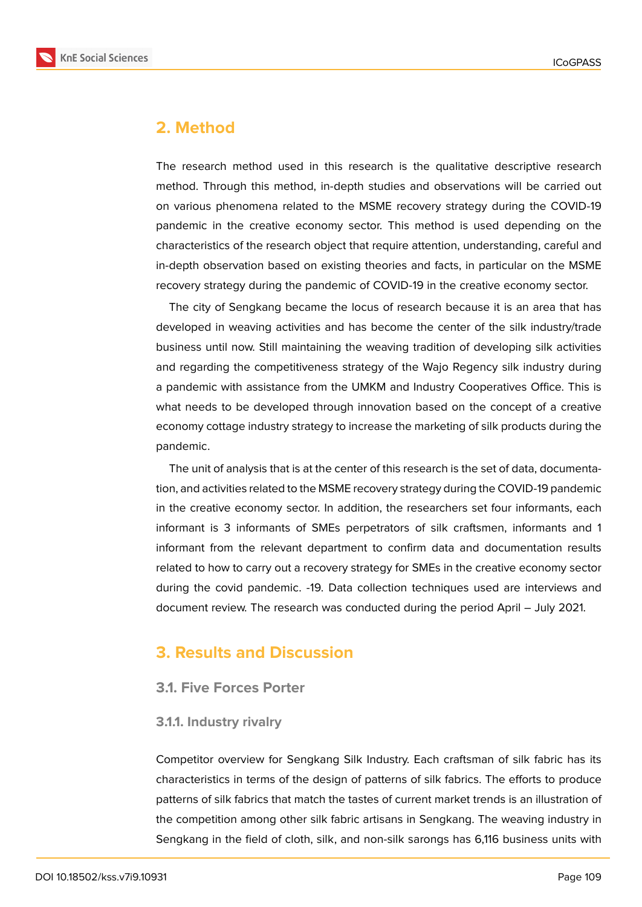## 2. Method

The research method used in this research is the qualitative descriptive research method. Through this method, in-depth studies and observations will be carried out on various phenomena related to the MSME recovery strategy during the COVID-19 pandemic in the creative economy sector. This method is used depending on the characteristics of the research object that require attention, understanding, careful and in-depth observation based on existing theories and facts, in particular on the MSME recovery strategy during the pandemic of COVID-19 in the creative economy sector.

The city of Sengkang became the locus of research because it is an area that has developed in weaving activities and has become the center of the silk industry/trade business until now. Still maintaining the weaving tradition of developing silk activities and regarding the competitiveness strategy of the Wajo Regency silk industry during a pandemic with assistance from the UMKM and Industry Cooperatives Office. This is what needs to be developed through innovation based on the concept of a creative economy cottage industry strategy to increase the marketing of silk products during the pandemic.

The unit of analysis that is at the center of this research is the set of data, documentation, and activities related to the MSME recovery strategy during the COVID-19 pandemic in the creative economy sector. In addition, the researchers set four informants, each informant is 3 informants of SMEs perpetrators of silk craftsmen, informants and 1 informant from the relevant department to confirm data and documentation results related to how to carry out a recovery strategy for SMEs in the creative economy sector during the covid pandemic. -19. Data collection techniques used are interviews and document review. The research was conducted during the period April – July 2021.

## 3. Results and Discussion

### 3.1. Five Forces Porter

#### 3.1.1. Industry rivalry

Competitor overview for Sengkang Silk Industry. Each craftsman of silk fabric has its characteristics in terms of the design of patterns of silk fabrics. The efforts to produce patterns of silk fabrics that match the tastes of current market trends is an illustration of the competition among other silk fabric artisans in Sengkang. The weaving industry in Sengkang in the field of cloth, silk, and non-silk sarongs has 6,116 business units with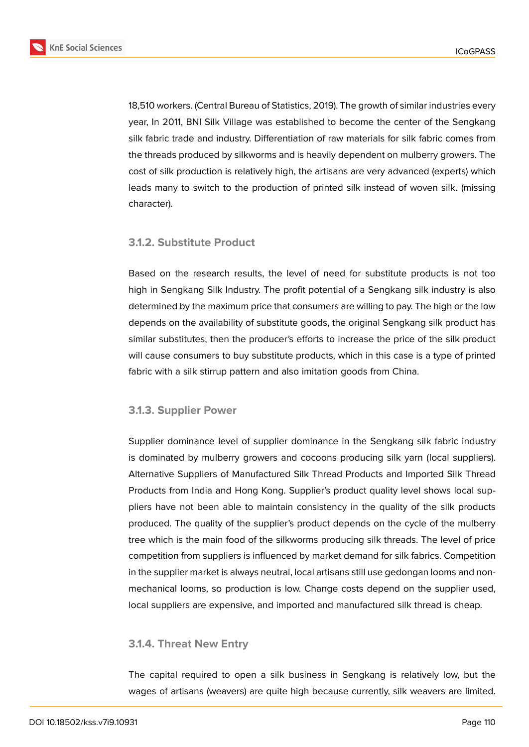18,510 workers. (Central Bureau of Statistics, 2019). The growth of similar industries every year, In 2011, BNI Silk Village was established to become the center of the Sengkang silk fabric trade and industry. Differentiation of raw materials for silk fabric comes from the threads produced by silkworms and is heavily dependent on mulberry growers. The cost of silk production is relatively high, the artisans are very advanced (experts) which leads many to switch to the production of printed silk instead of woven silk. (missing character).

### 3.1.2. Substitute Product

Based on the research results, the level of need for substitute products is not too high in Sengkang Silk Industry. The profit potential of a Sengkang silk industry is also determined by the maximum price that consumers are willing to pay. The high or the low depends on the availability of substitute goods, the original Sengkang silk product has similar substitutes, then the producer's efforts to increase the price of the silk product will cause consumers to buy substitute products, which in this case is a type of printed fabric with a silk stirrup pattern and also imitation goods from China.

### 3.1.3. Supplier Power

Supplier dominance level of supplier dominance in the Sengkang silk fabric industry is dominated by mulberry growers and cocoons producing silk yarn (local suppliers). Alternative Suppliers of Manufactured Silk Thread Products and Imported Silk Thread Products from India and Hong Kong. Supplier's product quality level shows local suppliers have not been able to maintain consistency in the quality of the silk products produced. The quality of the supplier's product depends on the cycle of the mulberry tree which is the main food of the silkworms producing silk threads. The level of price competition from suppliers is influenced by market demand for silk fabrics. Competition in the supplier market is always neutral, local artisans still use gedongan looms and non-mechanical looms, so production is low. Change costs depend on the supplier used, local suppliers are expensive, and imported and manufactured silk thread is cheap.

### 3.1.4. Threat New Entry

The capital required to open a silk business in Sengkang is relatively low, but the wages of artisans (weavers) are quite high because currently, silk weavers are limited.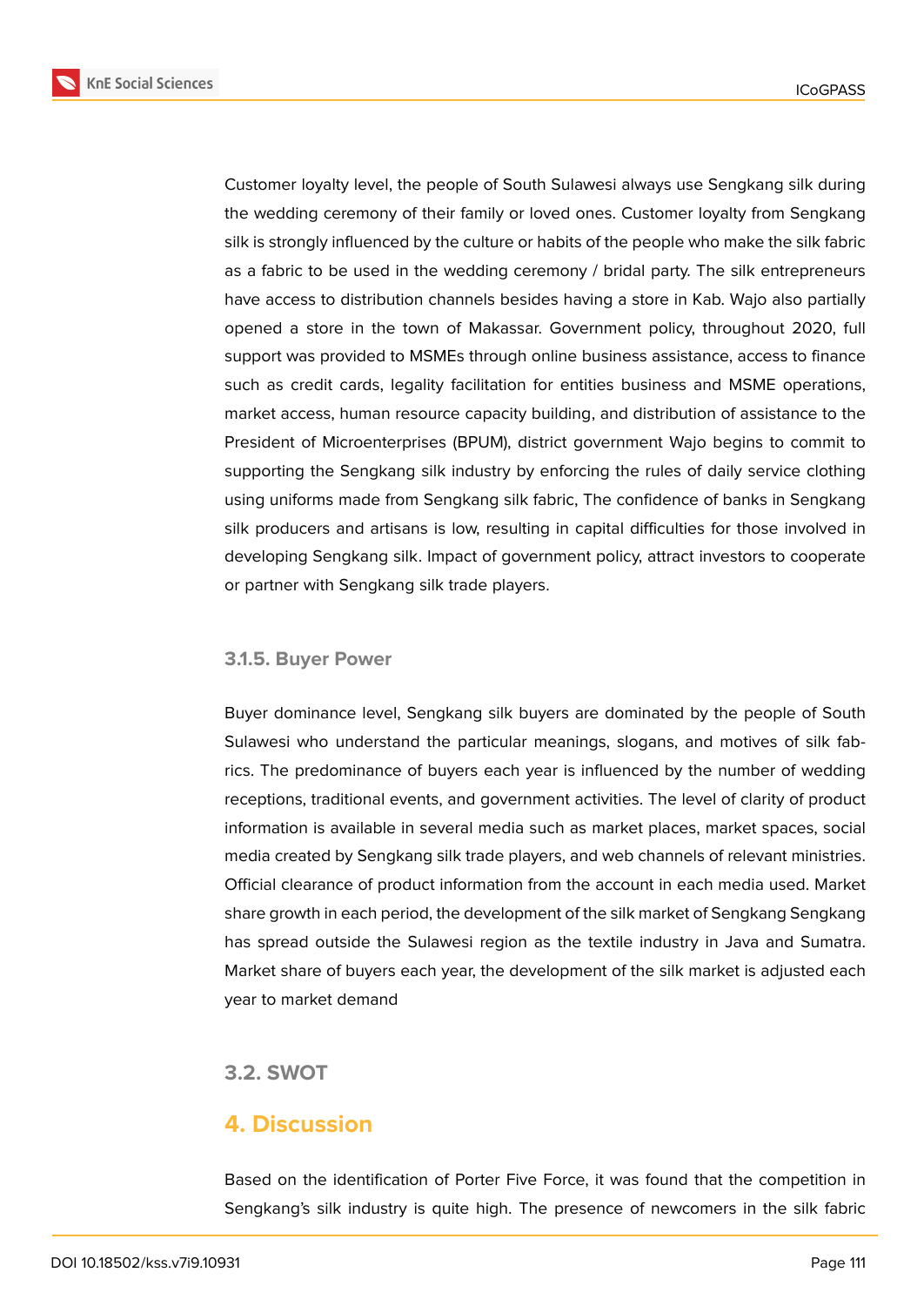Customer loyalty level, the people of South Sulawesi always use Sengkang silk during the wedding ceremony of their family or loved ones. Customer loyalty from Sengkang silk is strongly influenced by the culture or habits of the people who make the silk fabric as a fabric to be used in the wedding ceremony / bridal party. The silk entrepreneurs have access to distribution channels besides having a store in Kab. Wajo also partially opened a store in the town of Makassar. Government policy, throughout 2020, full support was provided to MSMEs through online business assistance, access to finance such as credit cards, legality facilitation for entities business and MSME operations, market access, human resource capacity building, and distribution of assistance to the President of Microenterprises (BPUM), district government Wajo begins to commit to supporting the Sengkang silk industry by enforcing the rules of daily service clothing using uniforms made from Sengkang silk fabric, The confidence of banks in Sengkang silk producers and artisans is low, resulting in capital difficulties for those involved in developing Sengkang silk. Impact of government policy, attract investors to cooperate or partner with Sengkang silk trade players.

### 3.1.5. Buyer Power

Buyer dominance level, Sengkang silk buyers are dominated by the people of South Sulawesi who understand the particular meanings, slogans, and motives of silk fabrics. The predominance of buyers each year is influenced by the number of wedding receptions, traditional events, and government activities. The level of clarity of product information is available in several media such as market places, market spaces, social media created by Sengkang silk trade players, and web channels of relevant ministries. Official clearance of product information from the account in each media used. Market share growth in each period, the development of the silk market of Sengkang Sengkang has spread outside the Sulawesi region as the textile industry in Java and Sumatra. Market share of buyers each year, the development of the silk market is adjusted each year to market demand

### 3.2. SWOT

## 4. Discussion

Based on the identification of Porter Five Force, it was found that the competition in Sengkang's silk industry is quite high. The presence of newcomers in the silk fabric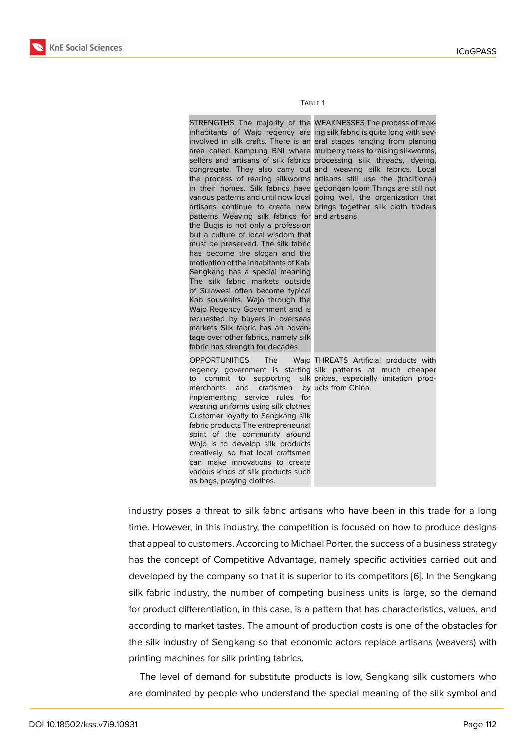Table 1

| STRENGTHS The majority of the inhabitants of Wajo regency are involved in silk crafts. There is an area called Kampung BNI where sellers and artisans of silk fabrics congregate. They also carry out the process of rearing silkworms in their homes. Silk fabrics have various patterns and until now local artisans continue to create new patterns Weaving silk fabrics for the Bugis is not only a profession but a culture of local wisdom that must be preserved. The silk fabric has become the slogan and the motivation of the inhabitants of Kab. Sengkang has a special meaning The silk fabric markets outside of Sulawesi often become typical Kab souvenirs. Wajo through the Wajo Regency Government and is requested by buyers in overseas markets Silk fabric has an advantage over other fabrics, namely silk fabric has strength for decades | WEAKNESSES The process of making silk fabric is quite long with several stages ranging from planting mulberry trees to raising silkworms, processing silk threads, dyeing, and weaving silk fabrics. Local artisans still use the (traditional) gedongan loom Things are still not going well, the organization that brings together silk cloth traders and artisans |
|---|---|
| OPPORTUNITIES The Wajo regency government is starting to commit to supporting silk merchants and craftsmen by implementing service rules for wearing uniforms using silk clothes Customer loyalty to Sengkang silk fabric products The entrepreneurial spirit of the community around Wajo is to develop silk products creatively, so that local craftsmen can make innovations to create various kinds of silk products such as bags, praying clothes. | THREATS Artificial products with silk patterns at much cheaper prices, especially imitation products from China |

industry poses a threat to silk fabric artisans who have been in this trade for a long time. However, in this industry, the competition is focused on how to produce designs that appeal to customers. According to Michael Porter, the success of a business strategy has the concept of Competitive Advantage, namely specific activities carried out and developed by the company so that it is superior to its competitors [6]. In the Sengkang silk fabric industry, the number of competing business units is large, so the demand for product differentiation, in this case, is a pattern that has characteristics, values, and according to market tastes. The amount of production costs is one of the obstacles for the silk industry of Sengkang so that economic actors replace artisans (weavers) with printing machines for silk printing fabrics.

The level of demand for substitute products is low, Sengkang silk customers who are dominated by people who understand the special meaning of the silk symbol and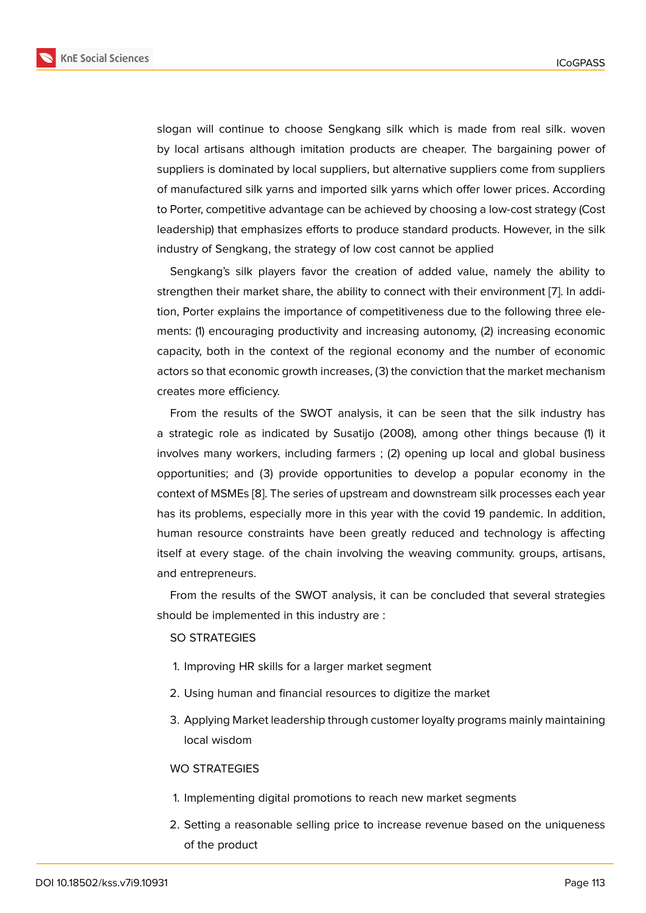slogan will continue to choose Sengkang silk which is made from real silk. woven by local artisans although imitation products are cheaper. The bargaining power of suppliers is dominated by local suppliers, but alternative suppliers come from suppliers of manufactured silk yarns and imported silk yarns which offer lower prices. According to Porter, competitive advantage can be achieved by choosing a low-cost strategy (Cost leadership) that emphasizes efforts to produce standard products. However, in the silk industry of Sengkang, the strategy of low cost cannot be applied

Sengkang's silk players favor the creation of added value, namely the ability to strengthen their market share, the ability to connect with their environment [7]. In addition, Porter explains the importance of competitiveness due to the following three elements: (1) encouraging productivity and increasing autonomy, (2) increasing economic capacity, both in the context of the regional economy and the number of economic actors so that economic growth increases, (3) the conviction that the market mechanism creates more efficiency.

From the results of the SWOT analysis, it can be seen that the silk industry has a strategic role as indicated by Susatijo (2008), among other things because (1) it involves many workers, including farmers ; (2) opening up local and global business opportunities; and (3) provide opportunities to develop a popular economy in the context of MSMEs [8]. The series of upstream and downstream silk processes each year has its problems, especially more in this year with the covid 19 pandemic. In addition, human resource constraints have been greatly reduced and technology is affecting itself at every stage. of the chain involving the weaving community. groups, artisans, and entrepreneurs.

From the results of the SWOT analysis, it can be concluded that several strategies should be implemented in this industry are :

SO STRATEGIES

1. Improving HR skills for a larger market segment
2. Using human and financial resources to digitize the market
3. Applying Market leadership through customer loyalty programs mainly maintaining local wisdom

WO STRATEGIES

1. Implementing digital promotions to reach new market segments
2. Setting a reasonable selling price to increase revenue based on the uniqueness of the product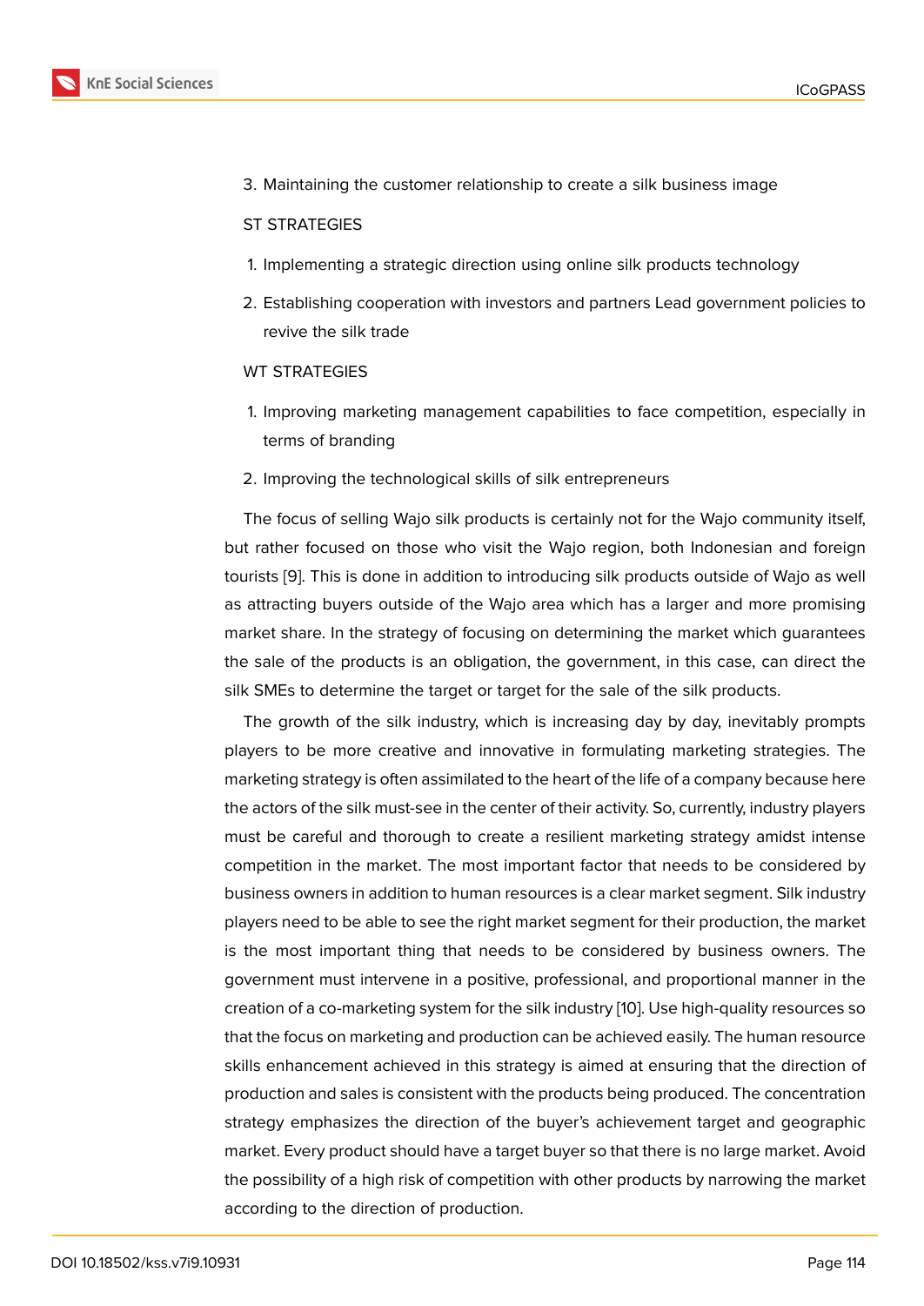3. Maintaining the customer relationship to create a silk business image

ST STRATEGIES

1. Implementing a strategic direction using online silk products technology
2. Establishing cooperation with investors and partners Lead government policies to revive the silk trade

WT STRATEGIES

1. Improving marketing management capabilities to face competition, especially in terms of branding
2. Improving the technological skills of silk entrepreneurs

The focus of selling Wajo silk products is certainly not for the Wajo community itself, but rather focused on those who visit the Wajo region, both Indonesian and foreign tourists [9]. This is done in addition to introducing silk products outside of Wajo as well as attracting buyers outside of the Wajo area which has a larger and more promising market share. In the strategy of focusing on determining the market which guarantees the sale of the products is an obligation, the government, in this case, can direct the silk SMEs to determine the target or target for the sale of the silk products.

The growth of the silk industry, which is increasing day by day, inevitably prompts players to be more creative and innovative in formulating marketing strategies. The marketing strategy is often assimilated to the heart of the life of a company because here the actors of the silk must-see in the center of their activity. So, currently, industry players must be careful and thorough to create a resilient marketing strategy amidst intense competition in the market. The most important factor that needs to be considered by business owners in addition to human resources is a clear market segment. Silk industry players need to be able to see the right market segment for their production, the market is the most important thing that needs to be considered by business owners. The government must intervene in a positive, professional, and proportional manner in the creation of a co-marketing system for the silk industry [10]. Use high-quality resources so that the focus on marketing and production can be achieved easily. The human resource skills enhancement achieved in this strategy is aimed at ensuring that the direction of production and sales is consistent with the products being produced. The concentration strategy emphasizes the direction of the buyer's achievement target and geographic market. Every product should have a target buyer so that there is no large market. Avoid the possibility of a high risk of competition with other products by narrowing the market according to the direction of production.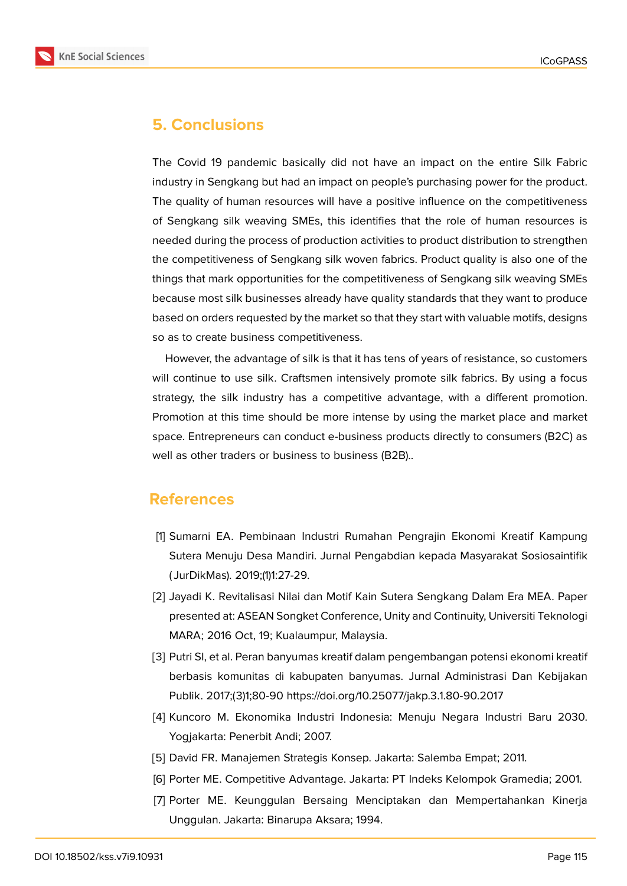## 5. Conclusions

The Covid 19 pandemic basically did not have an impact on the entire Silk Fabric industry in Sengkang but had an impact on people's purchasing power for the product. The quality of human resources will have a positive influence on the competitiveness of Sengkang silk weaving SMEs, this identifies that the role of human resources is needed during the process of production activities to product distribution to strengthen the competitiveness of Sengkang silk woven fabrics. Product quality is also one of the things that mark opportunities for the competitiveness of Sengkang silk weaving SMEs because most silk businesses already have quality standards that they want to produce based on orders requested by the market so that they start with valuable motifs, designs so as to create business competitiveness.

However, the advantage of silk is that it has tens of years of resistance, so customers will continue to use silk. Craftsmen intensively promote silk fabrics. By using a focus strategy, the silk industry has a competitive advantage, with a different promotion. Promotion at this time should be more intense by using the market place and market space. Entrepreneurs can conduct e-business products directly to consumers (B2C) as well as other traders or business to business (B2B)..

## References

[1] Sumarni EA. Pembinaan Industri Rumahan Pengrajin Ekonomi Kreatif Kampung Sutera Menuju Desa Mandiri. Jurnal Pengabdian kepada Masyarakat Sosiosaintifik (JurDikMas). 2019;(1)1:27-29.

[2] Jayadi K. Revitalisasi Nilai dan Motif Kain Sutera Sengkang Dalam Era MEA. Paper presented at: ASEAN Songket Conference, Unity and Continuity, Universiti Teknologi MARA; 2016 Oct, 19; Kualaumpur, Malaysia.

[3] Putri SI, et al. Peran banyumas kreatif dalam pengembangan potensi ekonomi kreatif berbasis komunitas di kabupaten banyumas. Jurnal Administrasi Dan Kebijakan Publik. 2017;(3)1;80-90 https://doi.org/10.25077/jakp.3.1.80-90.2017

[4] Kuncoro M. Ekonomika Industri Indonesia: Menuju Negara Industri Baru 2030. Yogjakarta: Penerbit Andi; 2007.

[5] David FR. Manajemen Strategis Konsep. Jakarta: Salemba Empat; 2011.

[6] Porter ME. Competitive Advantage. Jakarta: PT Indeks Kelompok Gramedia; 2001.

[7] Porter ME. Keunggulan Bersaing Menciptakan dan Mempertahankan Kinerja Unggulan. Jakarta: Binarupa Aksara; 1994.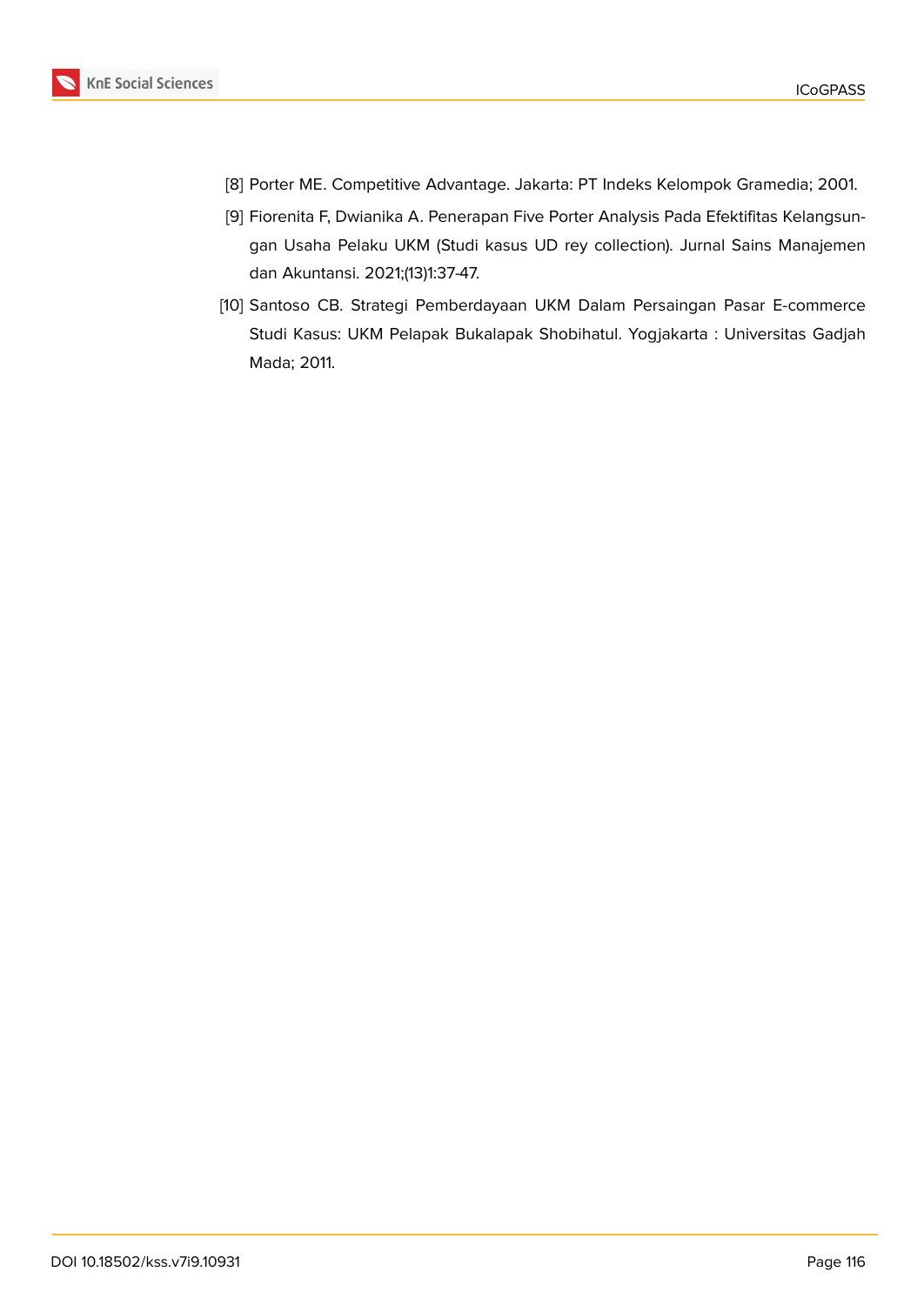[8] Porter ME. Competitive Advantage. Jakarta: PT Indeks Kelompok Gramedia; 2001.

[9] Fiorenita F, Dwianika A. Penerapan Five Porter Analysis Pada Efektifitas Kelangsungan Usaha Pelaku UKM (Studi kasus UD rey collection). Jurnal Sains Manajemen dan Akuntansi. 2021;(13)1:37-47.

[10] Santoso CB. Strategi Pemberdayaan UKM Dalam Persaingan Pasar E-commerce Studi Kasus: UKM Pelapak Bukalapak Shobihatul. Yogjakarta : Universitas Gadjah Mada; 2011.